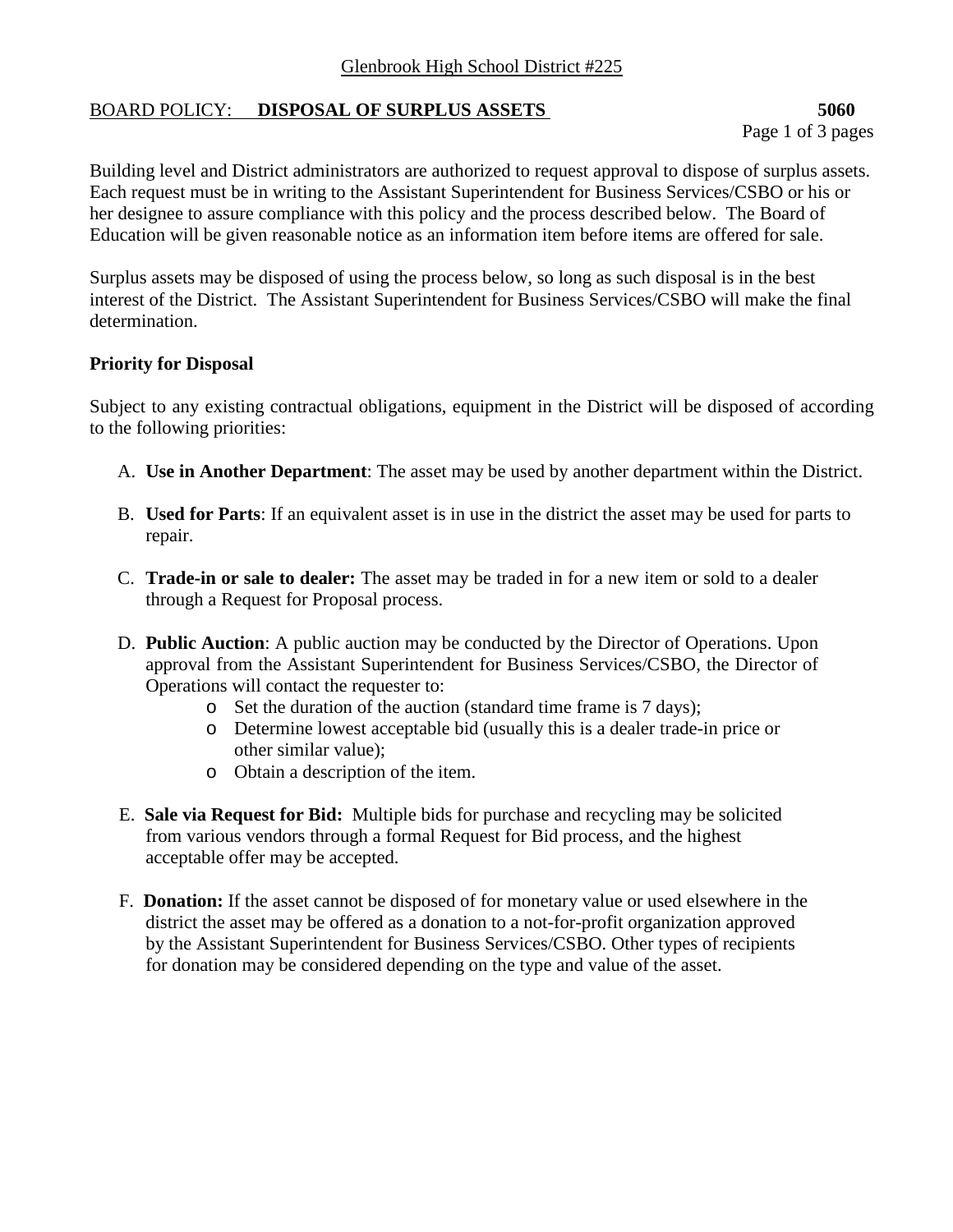Glenbrook High School District #225

BOARD POLICY: **DISPOSAL OF SURPLUS ASSETS** **5060**

Building level and District administrators are authorized to request approval to dispose of surplus assets. Each request must be in writing to the Assistant Superintendent for Business Services/CSBO or his or her designee to assure compliance with this policy and the process described below. The Board of Education will be given reasonable notice as an information item before items are offered for sale.

Surplus assets may be disposed of using the process below, so long as such disposal is in the best interest of the District. The Assistant Superintendent for Business Services/CSBO will make the final determination.

**Priority for Disposal**

Subject to any existing contractual obligations, equipment in the District will be disposed of according to the following priorities:

A. **Use in Another Department**: The asset may be used by another department within the District.

B. **Used for Parts**: If an equivalent asset is in use in the district the asset may be used for parts to repair.

C. **Trade-in or sale to dealer:** The asset may be traded in for a new item or sold to a dealer through a Request for Proposal process.

D. **Public Auction**: A public auction may be conducted by the Director of Operations. Upon approval from the Assistant Superintendent for Business Services/CSBO, the Director of Operations will contact the requester to:
   - Set the duration of the auction (standard time frame is 7 days);
   - Determine lowest acceptable bid (usually this is a dealer trade-in price or other similar value);
   - Obtain a description of the item.

E. **Sale via Request for Bid:** Multiple bids for purchase and recycling may be solicited from various vendors through a formal Request for Bid process, and the highest acceptable offer may be accepted.

F. **Donation:** If the asset cannot be disposed of for monetary value or used elsewhere in the district the asset may be offered as a donation to a not-for-profit organization approved by the Assistant Superintendent for Business Services/CSBO. Other types of recipients for donation may be considered depending on the type and value of the asset.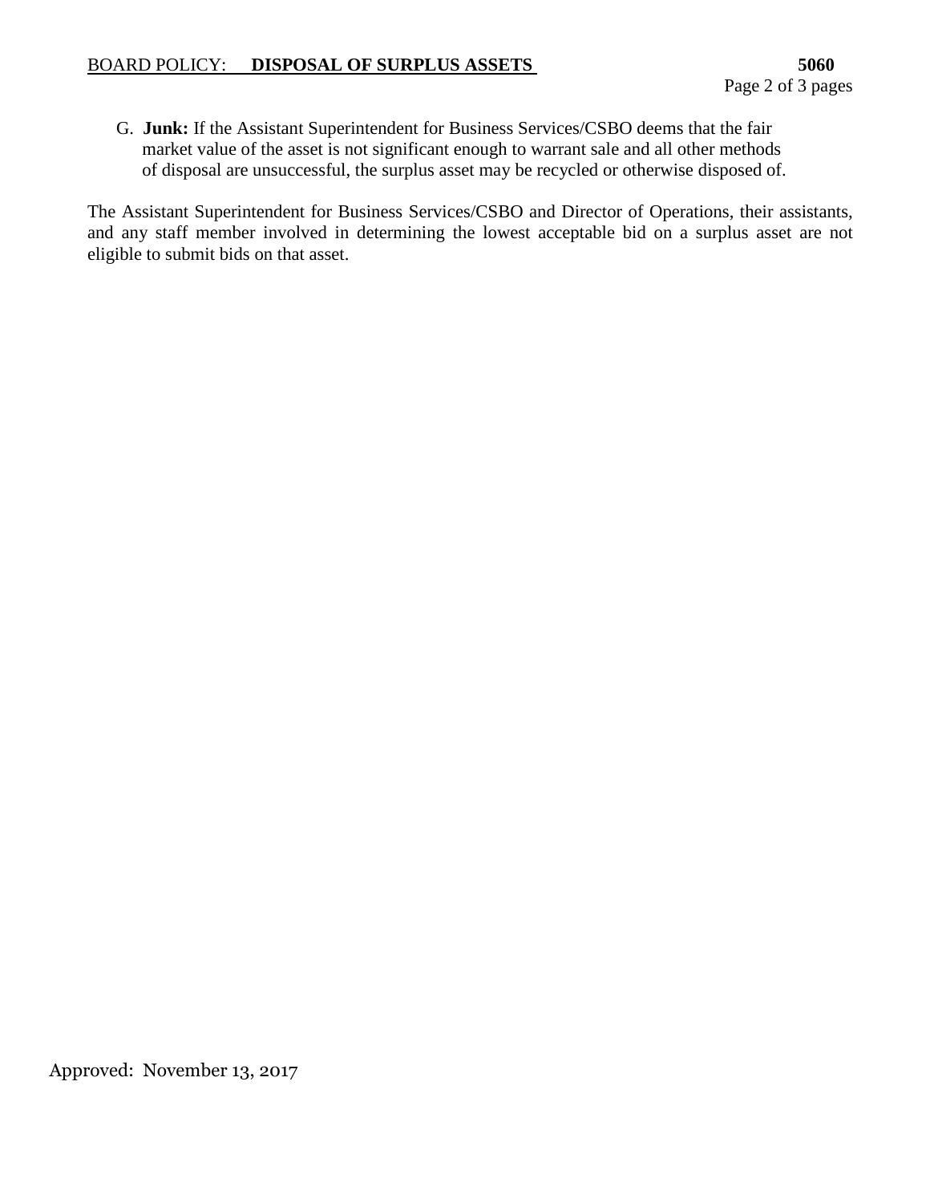G. **Junk:** If the Assistant Superintendent for Business Services/CSBO deems that the fair market value of the asset is not significant enough to warrant sale and all other methods of disposal are unsuccessful, the surplus asset may be recycled or otherwise disposed of.

The Assistant Superintendent for Business Services/CSBO and Director of Operations, their assistants, and any staff member involved in determining the lowest acceptable bid on a surplus asset are not eligible to submit bids on that asset.

Approved: November 13, 2017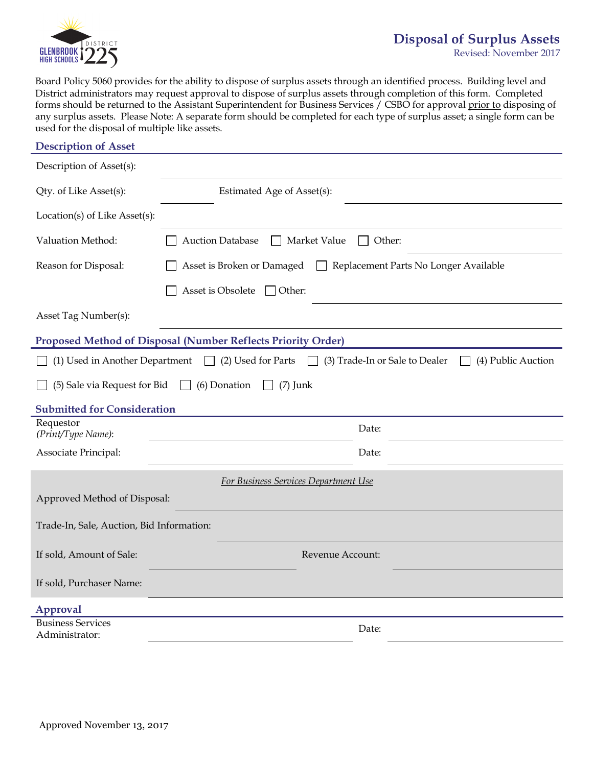GLENBROOK HIGH SCHOOLS DISTRICT 225

# Disposal of Surplus Assets

Revised: November 2017

Board Policy 5060 provides for the ability to dispose of surplus assets through an identified process. Building level and District administrators may request approval to dispose of surplus assets through completion of this form. Completed forms should be returned to the Assistant Superintendent for Business Services / CSBO for approval prior to disposing of any surplus assets. Please Note: A separate form should be completed for each type of surplus asset; a single form can be used for the disposal of multiple like assets.

## Description of Asset

Description of Asset(s): ____________________

Qty. of Like Asset(s): ________ Estimated Age of Asset(s): ____________________

Location(s) of Like Asset(s): ____________________

Valuation Method: ☐ Auction Database ☐ Market Value ☐ Other: ____________________

Reason for Disposal: ☐ Asset is Broken or Damaged ☐ Replacement Parts No Longer Available

☐ Asset is Obsolete ☐ Other: ____________________

Asset Tag Number(s): ____________________

## Proposed Method of Disposal (Number Reflects Priority Order)

☐ (1) Used in Another Department ☐ (2) Used for Parts ☐ (3) Trade-In or Sale to Dealer ☐ (4) Public Auction

☐ (5) Sale via Request for Bid ☐ (6) Donation ☐ (7) Junk

## Submitted for Consideration

Requestor *(Print/Type Name)*: ____________________ Date: ____________________

Associate Principal: ____________________ Date: ____________________

*For Business Services Department Use*

Approved Method of Disposal: ____________________

Trade-In, Sale, Auction, Bid Information: ____________________

If sold, Amount of Sale: ____________________ Revenue Account: ____________________

If sold, Purchaser Name: ____________________

## Approval

Business Services Administrator: ____________________ Date: ____________________

Approved November 13, 2017